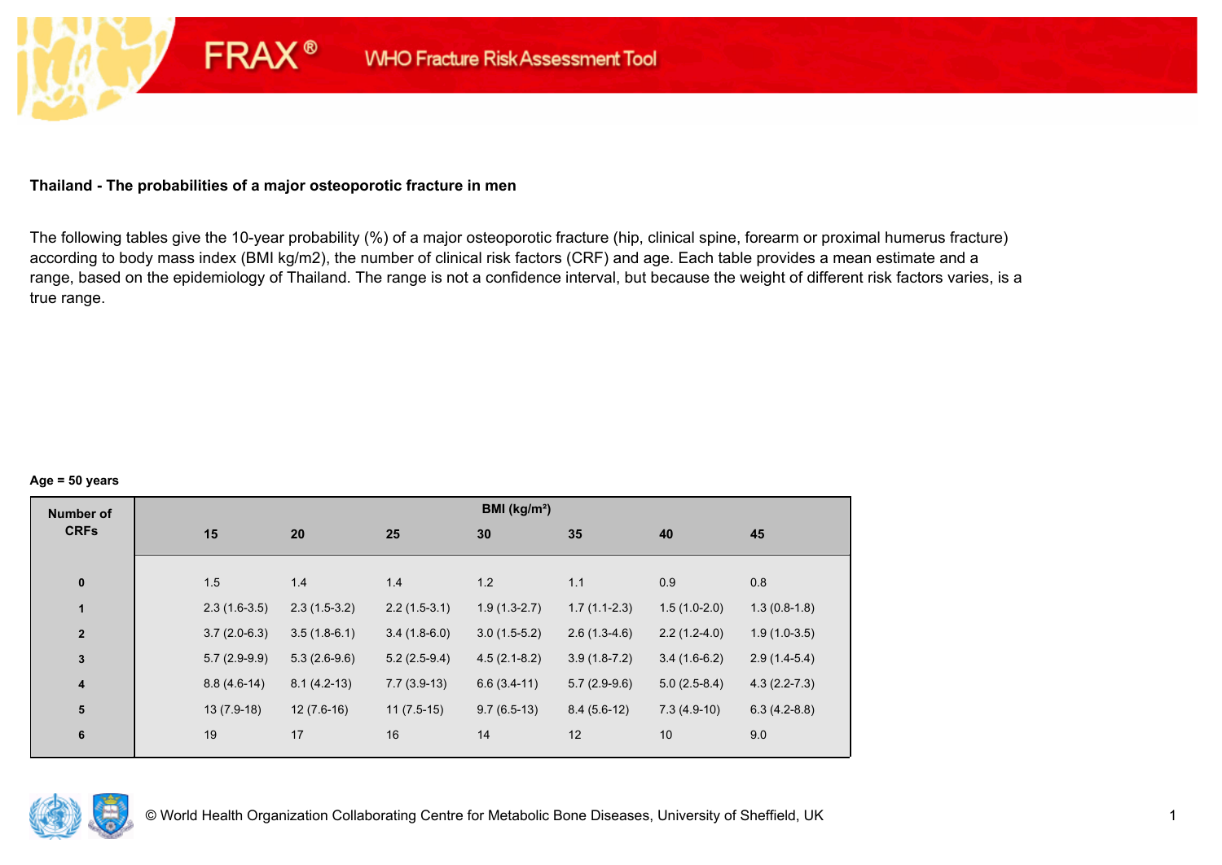FRAX® WHO Fracture Risk Assessment Tool

## Thailand - The probabilities of a major osteoporotic fracture in men

The following tables give the 10-year probability (%) of a major osteoporotic fracture (hip, clinical spine, forearm or proximal humerus fracture) according to body mass index (BMI kg/m2), the number of clinical risk factors (CRF) and age. Each table provides a mean estimate and a range, based on the epidemiology of Thailand. The range is not a confidence interval, but because the weight of different risk factors varies, is a true range.

**Age = 50 years**

| Number of CRFs | BMI (kg/m²) | | | | | | |
|---|---|---|---|---|---|---|---|
| | 15 | 20 | 25 | 30 | 35 | 40 | 45 |
| 0 | 1.5 | 1.4 | 1.4 | 1.2 | 1.1 | 0.9 | 0.8 |
| 1 | 2.3 (1.6-3.5) | 2.3 (1.5-3.2) | 2.2 (1.5-3.1) | 1.9 (1.3-2.7) | 1.7 (1.1-2.3) | 1.5 (1.0-2.0) | 1.3 (0.8-1.8) |
| 2 | 3.7 (2.0-6.3) | 3.5 (1.8-6.1) | 3.4 (1.8-6.0) | 3.0 (1.5-5.2) | 2.6 (1.3-4.6) | 2.2 (1.2-4.0) | 1.9 (1.0-3.5) |
| 3 | 5.7 (2.9-9.9) | 5.3 (2.6-9.6) | 5.2 (2.5-9.4) | 4.5 (2.1-8.2) | 3.9 (1.8-7.2) | 3.4 (1.6-6.2) | 2.9 (1.4-5.4) |
| 4 | 8.8 (4.6-14) | 8.1 (4.2-13) | 7.7 (3.9-13) | 6.6 (3.4-11) | 5.7 (2.9-9.6) | 5.0 (2.5-8.4) | 4.3 (2.2-7.3) |
| 5 | 13 (7.9-18) | 12 (7.6-16) | 11 (7.5-15) | 9.7 (6.5-13) | 8.4 (5.6-12) | 7.3 (4.9-10) | 6.3 (4.2-8.8) |
| 6 | 19 | 17 | 16 | 14 | 12 | 10 | 9.0 |

© World Health Organization Collaborating Centre for Metabolic Bone Diseases, University of Sheffield, UK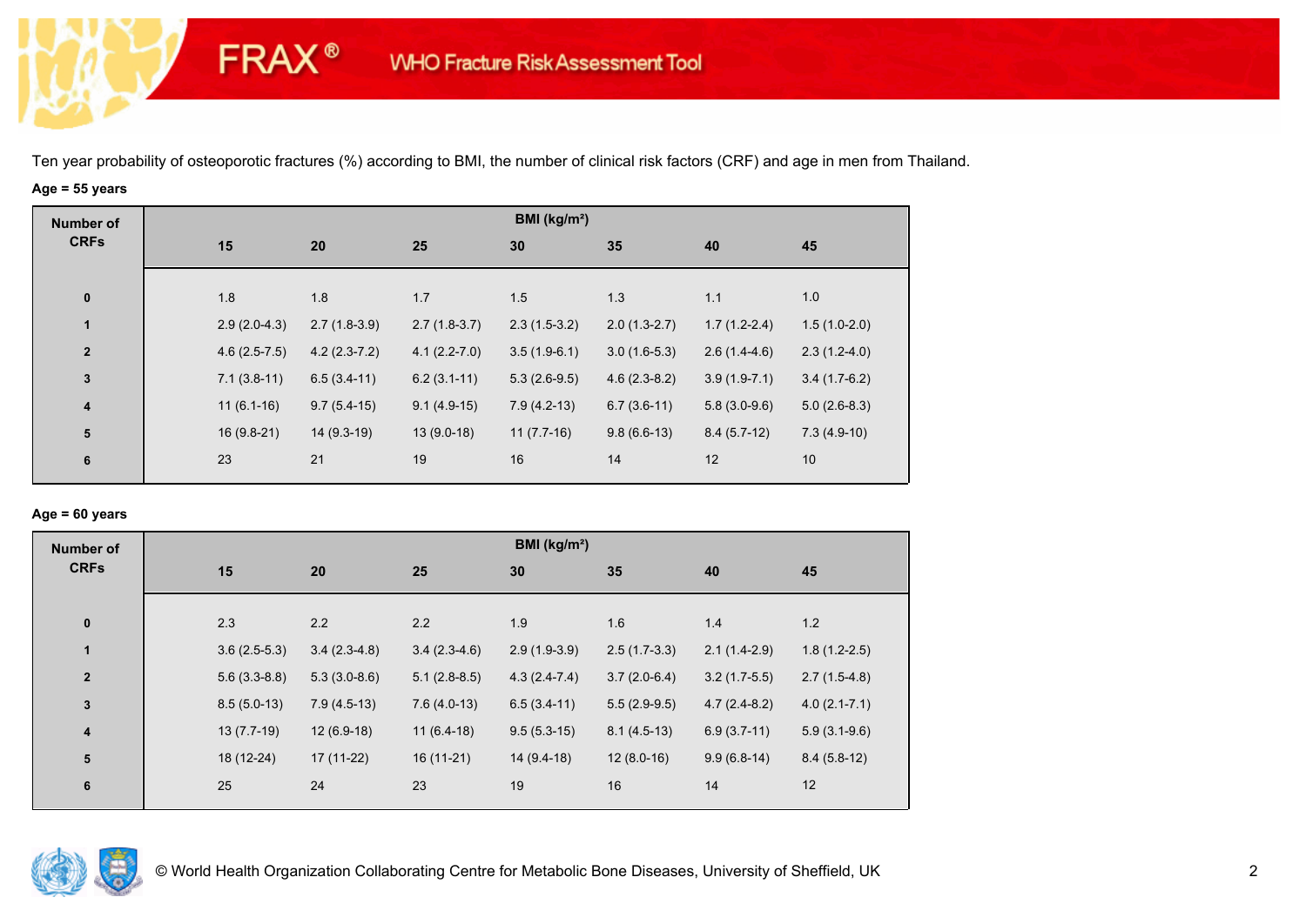FRAX® WHO Fracture Risk Assessment Tool

Ten year probability of osteoporotic fractures (%) according to BMI, the number of clinical risk factors (CRF) and age in men from Thailand.

**Age = 55 years**

| Number of CRFs | BMI (kg/m²) | | | | | | |
|---|---|---|---|---|---|---|---|
| | 15 | 20 | 25 | 30 | 35 | 40 | 45 |
| 0 | 1.8 | 1.8 | 1.7 | 1.5 | 1.3 | 1.1 | 1.0 |
| 1 | 2.9 (2.0-4.3) | 2.7 (1.8-3.9) | 2.7 (1.8-3.7) | 2.3 (1.5-3.2) | 2.0 (1.3-2.7) | 1.7 (1.2-2.4) | 1.5 (1.0-2.0) |
| 2 | 4.6 (2.5-7.5) | 4.2 (2.3-7.2) | 4.1 (2.2-7.0) | 3.5 (1.9-6.1) | 3.0 (1.6-5.3) | 2.6 (1.4-4.6) | 2.3 (1.2-4.0) |
| 3 | 7.1 (3.8-11) | 6.5 (3.4-11) | 6.2 (3.1-11) | 5.3 (2.6-9.5) | 4.6 (2.3-8.2) | 3.9 (1.9-7.1) | 3.4 (1.7-6.2) |
| 4 | 11 (6.1-16) | 9.7 (5.4-15) | 9.1 (4.9-15) | 7.9 (4.2-13) | 6.7 (3.6-11) | 5.8 (3.0-9.6) | 5.0 (2.6-8.3) |
| 5 | 16 (9.8-21) | 14 (9.3-19) | 13 (9.0-18) | 11 (7.7-16) | 9.8 (6.6-13) | 8.4 (5.7-12) | 7.3 (4.9-10) |
| 6 | 23 | 21 | 19 | 16 | 14 | 12 | 10 |

**Age = 60 years**

| Number of CRFs | BMI (kg/m²) | | | | | | |
|---|---|---|---|---|---|---|---|
| | 15 | 20 | 25 | 30 | 35 | 40 | 45 |
| 0 | 2.3 | 2.2 | 2.2 | 1.9 | 1.6 | 1.4 | 1.2 |
| 1 | 3.6 (2.5-5.3) | 3.4 (2.3-4.8) | 3.4 (2.3-4.6) | 2.9 (1.9-3.9) | 2.5 (1.7-3.3) | 2.1 (1.4-2.9) | 1.8 (1.2-2.5) |
| 2 | 5.6 (3.3-8.8) | 5.3 (3.0-8.6) | 5.1 (2.8-8.5) | 4.3 (2.4-7.4) | 3.7 (2.0-6.4) | 3.2 (1.7-5.5) | 2.7 (1.5-4.8) |
| 3 | 8.5 (5.0-13) | 7.9 (4.5-13) | 7.6 (4.0-13) | 6.5 (3.4-11) | 5.5 (2.9-9.5) | 4.7 (2.4-8.2) | 4.0 (2.1-7.1) |
| 4 | 13 (7.7-19) | 12 (6.9-18) | 11 (6.4-18) | 9.5 (5.3-15) | 8.1 (4.5-13) | 6.9 (3.7-11) | 5.9 (3.1-9.6) |
| 5 | 18 (12-24) | 17 (11-22) | 16 (11-21) | 14 (9.4-18) | 12 (8.0-16) | 9.9 (6.8-14) | 8.4 (5.8-12) |
| 6 | 25 | 24 | 23 | 19 | 16 | 14 | 12 |

© World Health Organization Collaborating Centre for Metabolic Bone Diseases, University of Sheffield, UK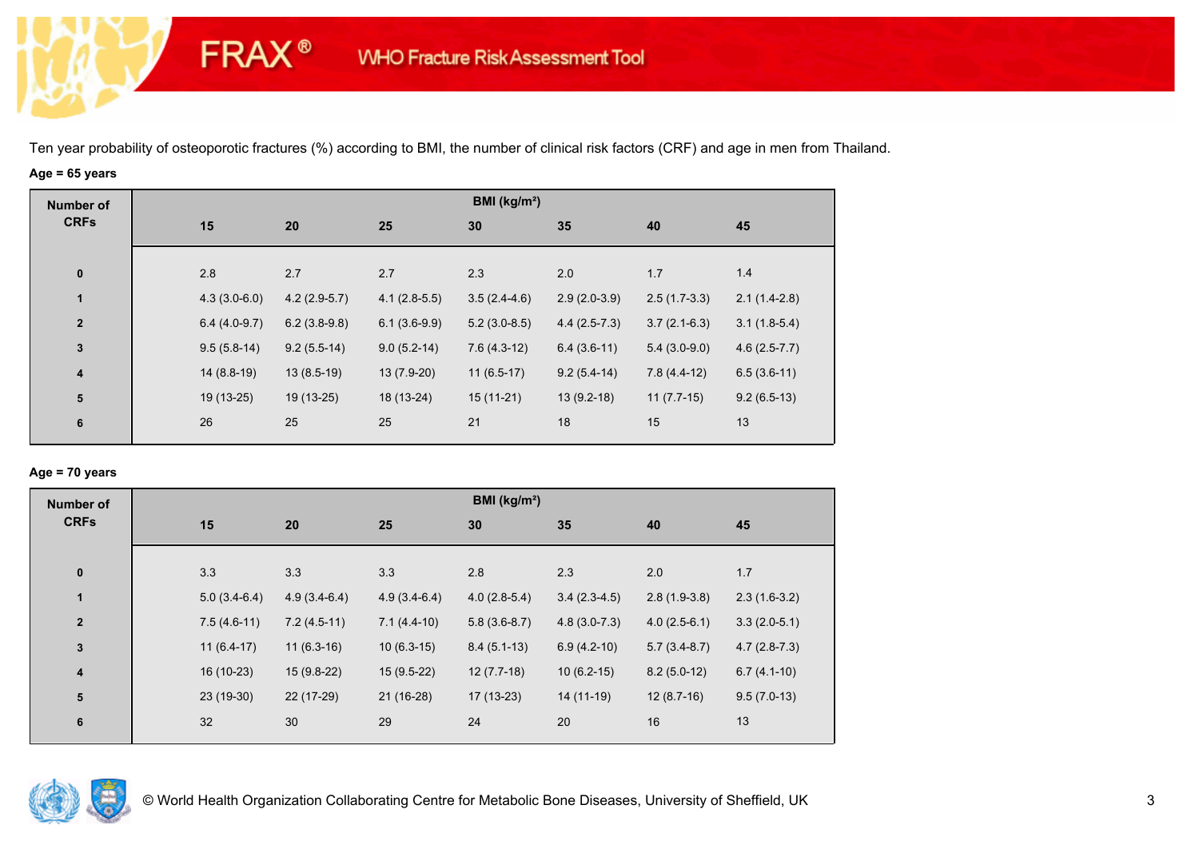Ten year probability of osteoporotic fractures (%) according to BMI, the number of clinical risk factors (CRF) and age in men from Thailand.

**Age = 65 years**

| Number of CRFs | BMI (kg/m²) | | | | | | |
|---|---|---|---|---|---|---|---|
| | 15 | 20 | 25 | 30 | 35 | 40 | 45 |
| 0 | 2.8 | 2.7 | 2.7 | 2.3 | 2.0 | 1.7 | 1.4 |
| 1 | 4.3 (3.0-6.0) | 4.2 (2.9-5.7) | 4.1 (2.8-5.5) | 3.5 (2.4-4.6) | 2.9 (2.0-3.9) | 2.5 (1.7-3.3) | 2.1 (1.4-2.8) |
| 2 | 6.4 (4.0-9.7) | 6.2 (3.8-9.8) | 6.1 (3.6-9.9) | 5.2 (3.0-8.5) | 4.4 (2.5-7.3) | 3.7 (2.1-6.3) | 3.1 (1.8-5.4) |
| 3 | 9.5 (5.8-14) | 9.2 (5.5-14) | 9.0 (5.2-14) | 7.6 (4.3-12) | 6.4 (3.6-11) | 5.4 (3.0-9.0) | 4.6 (2.5-7.7) |
| 4 | 14 (8.8-19) | 13 (8.5-19) | 13 (7.9-20) | 11 (6.5-17) | 9.2 (5.4-14) | 7.8 (4.4-12) | 6.5 (3.6-11) |
| 5 | 19 (13-25) | 19 (13-25) | 18 (13-24) | 15 (11-21) | 13 (9.2-18) | 11 (7.7-15) | 9.2 (6.5-13) |
| 6 | 26 | 25 | 25 | 21 | 18 | 15 | 13 |

**Age = 70 years**

| Number of CRFs | BMI (kg/m²) | | | | | | |
|---|---|---|---|---|---|---|---|
| | 15 | 20 | 25 | 30 | 35 | 40 | 45 |
| 0 | 3.3 | 3.3 | 3.3 | 2.8 | 2.3 | 2.0 | 1.7 |
| 1 | 5.0 (3.4-6.4) | 4.9 (3.4-6.4) | 4.9 (3.4-6.4) | 4.0 (2.8-5.4) | 3.4 (2.3-4.5) | 2.8 (1.9-3.8) | 2.3 (1.6-3.2) |
| 2 | 7.5 (4.6-11) | 7.2 (4.5-11) | 7.1 (4.4-10) | 5.8 (3.6-8.7) | 4.8 (3.0-7.3) | 4.0 (2.5-6.1) | 3.3 (2.0-5.1) |
| 3 | 11 (6.4-17) | 11 (6.3-16) | 10 (6.3-15) | 8.4 (5.1-13) | 6.9 (4.2-10) | 5.7 (3.4-8.7) | 4.7 (2.8-7.3) |
| 4 | 16 (10-23) | 15 (9.8-22) | 15 (9.5-22) | 12 (7.7-18) | 10 (6.2-15) | 8.2 (5.0-12) | 6.7 (4.1-10) |
| 5 | 23 (19-30) | 22 (17-29) | 21 (16-28) | 17 (13-23) | 14 (11-19) | 12 (8.7-16) | 9.5 (7.0-13) |
| 6 | 32 | 30 | 29 | 24 | 20 | 16 | 13 |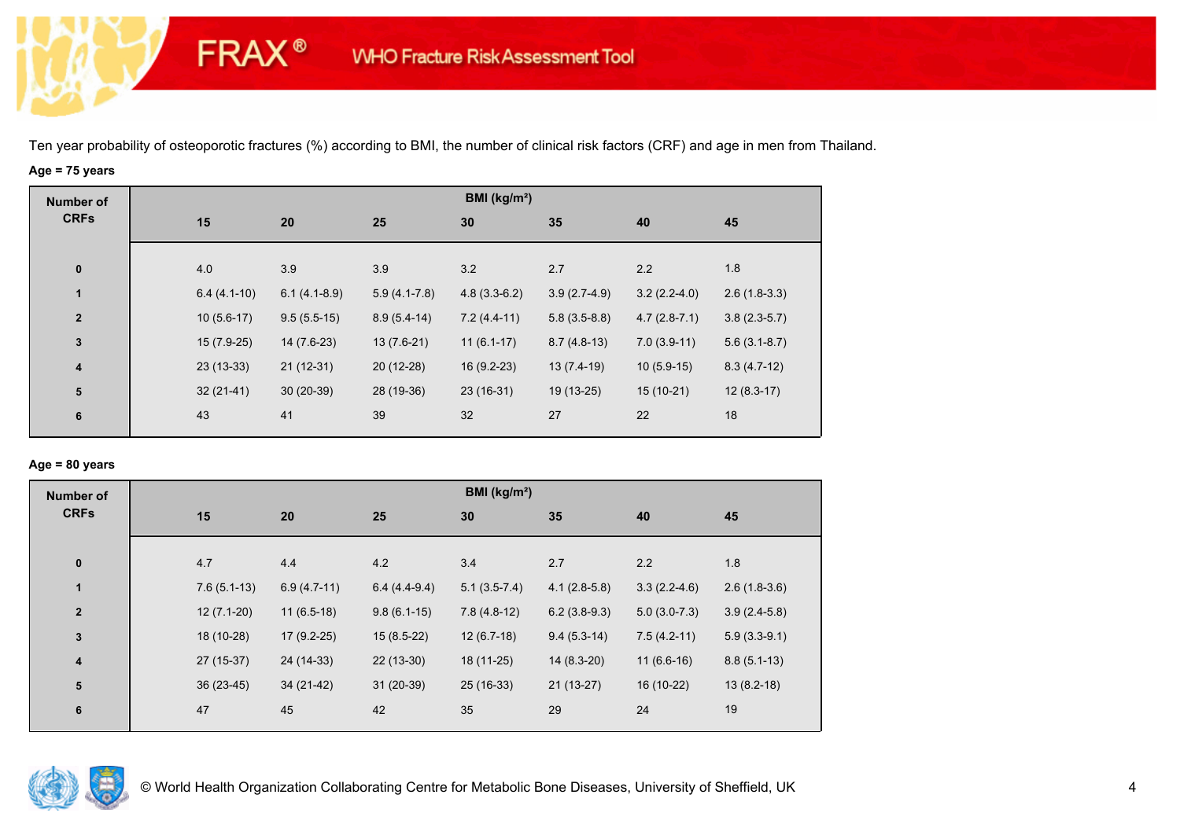Ten year probability of osteoporotic fractures (%) according to BMI, the number of clinical risk factors (CRF) and age in men from Thailand.

**Age = 75 years**

| Number of CRFs | BMI (kg/m²) | | | | | | |
|---|---|---|---|---|---|---|---|
| | 15 | 20 | 25 | 30 | 35 | 40 | 45 |
| 0 | 4.0 | 3.9 | 3.9 | 3.2 | 2.7 | 2.2 | 1.8 |
| 1 | 6.4 (4.1-10) | 6.1 (4.1-8.9) | 5.9 (4.1-7.8) | 4.8 (3.3-6.2) | 3.9 (2.7-4.9) | 3.2 (2.2-4.0) | 2.6 (1.8-3.3) |
| 2 | 10 (5.6-17) | 9.5 (5.5-15) | 8.9 (5.4-14) | 7.2 (4.4-11) | 5.8 (3.5-8.8) | 4.7 (2.8-7.1) | 3.8 (2.3-5.7) |
| 3 | 15 (7.9-25) | 14 (7.6-23) | 13 (7.6-21) | 11 (6.1-17) | 8.7 (4.8-13) | 7.0 (3.9-11) | 5.6 (3.1-8.7) |
| 4 | 23 (13-33) | 21 (12-31) | 20 (12-28) | 16 (9.2-23) | 13 (7.4-19) | 10 (5.9-15) | 8.3 (4.7-12) |
| 5 | 32 (21-41) | 30 (20-39) | 28 (19-36) | 23 (16-31) | 19 (13-25) | 15 (10-21) | 12 (8.3-17) |
| 6 | 43 | 41 | 39 | 32 | 27 | 22 | 18 |

**Age = 80 years**

| Number of CRFs | BMI (kg/m²) | | | | | | |
|---|---|---|---|---|---|---|---|
| | 15 | 20 | 25 | 30 | 35 | 40 | 45 |
| 0 | 4.7 | 4.4 | 4.2 | 3.4 | 2.7 | 2.2 | 1.8 |
| 1 | 7.6 (5.1-13) | 6.9 (4.7-11) | 6.4 (4.4-9.4) | 5.1 (3.5-7.4) | 4.1 (2.8-5.8) | 3.3 (2.2-4.6) | 2.6 (1.8-3.6) |
| 2 | 12 (7.1-20) | 11 (6.5-18) | 9.8 (6.1-15) | 7.8 (4.8-12) | 6.2 (3.8-9.3) | 5.0 (3.0-7.3) | 3.9 (2.4-5.8) |
| 3 | 18 (10-28) | 17 (9.2-25) | 15 (8.5-22) | 12 (6.7-18) | 9.4 (5.3-14) | 7.5 (4.2-11) | 5.9 (3.3-9.1) |
| 4 | 27 (15-37) | 24 (14-33) | 22 (13-30) | 18 (11-25) | 14 (8.3-20) | 11 (6.6-16) | 8.8 (5.1-13) |
| 5 | 36 (23-45) | 34 (21-42) | 31 (20-39) | 25 (16-33) | 21 (13-27) | 16 (10-22) | 13 (8.2-18) |
| 6 | 47 | 45 | 42 | 35 | 29 | 24 | 19 |

© World Health Organization Collaborating Centre for Metabolic Bone Diseases, University of Sheffield, UK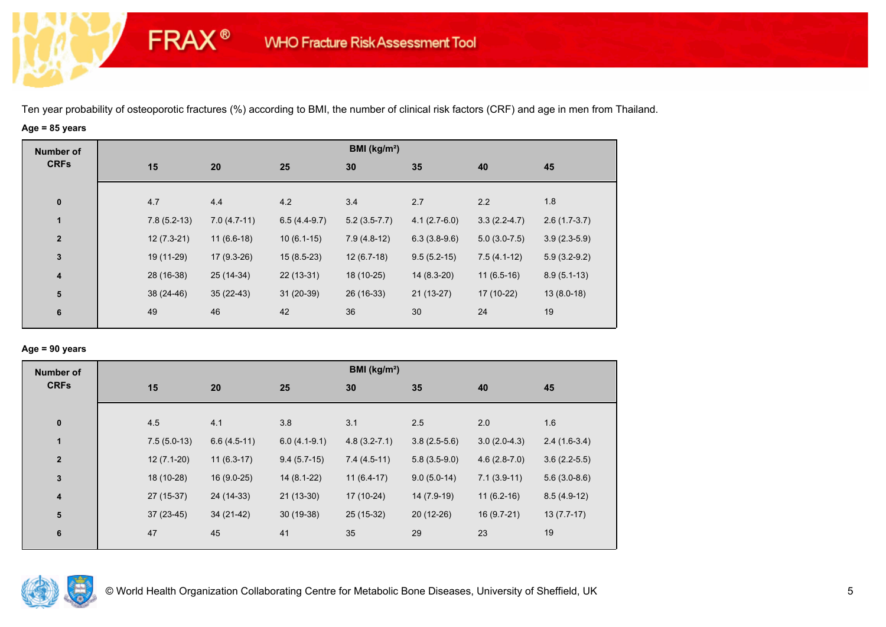FRAX® WHO Fracture Risk Assessment Tool

Ten year probability of osteoporotic fractures (%) according to BMI, the number of clinical risk factors (CRF) and age in men from Thailand.

**Age = 85 years**

| Number of CRFs | BMI (kg/m²) | | | | | | |
|---|---|---|---|---|---|---|---|
| | 15 | 20 | 25 | 30 | 35 | 40 | 45 |
| 0 | 4.7 | 4.4 | 4.2 | 3.4 | 2.7 | 2.2 | 1.8 |
| 1 | 7.8 (5.2-13) | 7.0 (4.7-11) | 6.5 (4.4-9.7) | 5.2 (3.5-7.7) | 4.1 (2.7-6.0) | 3.3 (2.2-4.7) | 2.6 (1.7-3.7) |
| 2 | 12 (7.3-21) | 11 (6.6-18) | 10 (6.1-15) | 7.9 (4.8-12) | 6.3 (3.8-9.6) | 5.0 (3.0-7.5) | 3.9 (2.3-5.9) |
| 3 | 19 (11-29) | 17 (9.3-26) | 15 (8.5-23) | 12 (6.7-18) | 9.5 (5.2-15) | 7.5 (4.1-12) | 5.9 (3.2-9.2) |
| 4 | 28 (16-38) | 25 (14-34) | 22 (13-31) | 18 (10-25) | 14 (8.3-20) | 11 (6.5-16) | 8.9 (5.1-13) |
| 5 | 38 (24-46) | 35 (22-43) | 31 (20-39) | 26 (16-33) | 21 (13-27) | 17 (10-22) | 13 (8.0-18) |
| 6 | 49 | 46 | 42 | 36 | 30 | 24 | 19 |

**Age = 90 years**

| Number of CRFs | BMI (kg/m²) | | | | | | |
|---|---|---|---|---|---|---|---|
| | 15 | 20 | 25 | 30 | 35 | 40 | 45 |
| 0 | 4.5 | 4.1 | 3.8 | 3.1 | 2.5 | 2.0 | 1.6 |
| 1 | 7.5 (5.0-13) | 6.6 (4.5-11) | 6.0 (4.1-9.1) | 4.8 (3.2-7.1) | 3.8 (2.5-5.6) | 3.0 (2.0-4.3) | 2.4 (1.6-3.4) |
| 2 | 12 (7.1-20) | 11 (6.3-17) | 9.4 (5.7-15) | 7.4 (4.5-11) | 5.8 (3.5-9.0) | 4.6 (2.8-7.0) | 3.6 (2.2-5.5) |
| 3 | 18 (10-28) | 16 (9.0-25) | 14 (8.1-22) | 11 (6.4-17) | 9.0 (5.0-14) | 7.1 (3.9-11) | 5.6 (3.0-8.6) |
| 4 | 27 (15-37) | 24 (14-33) | 21 (13-30) | 17 (10-24) | 14 (7.9-19) | 11 (6.2-16) | 8.5 (4.9-12) |
| 5 | 37 (23-45) | 34 (21-42) | 30 (19-38) | 25 (15-32) | 20 (12-26) | 16 (9.7-21) | 13 (7.7-17) |
| 6 | 47 | 45 | 41 | 35 | 29 | 23 | 19 |

© World Health Organization Collaborating Centre for Metabolic Bone Diseases, University of Sheffield, UK